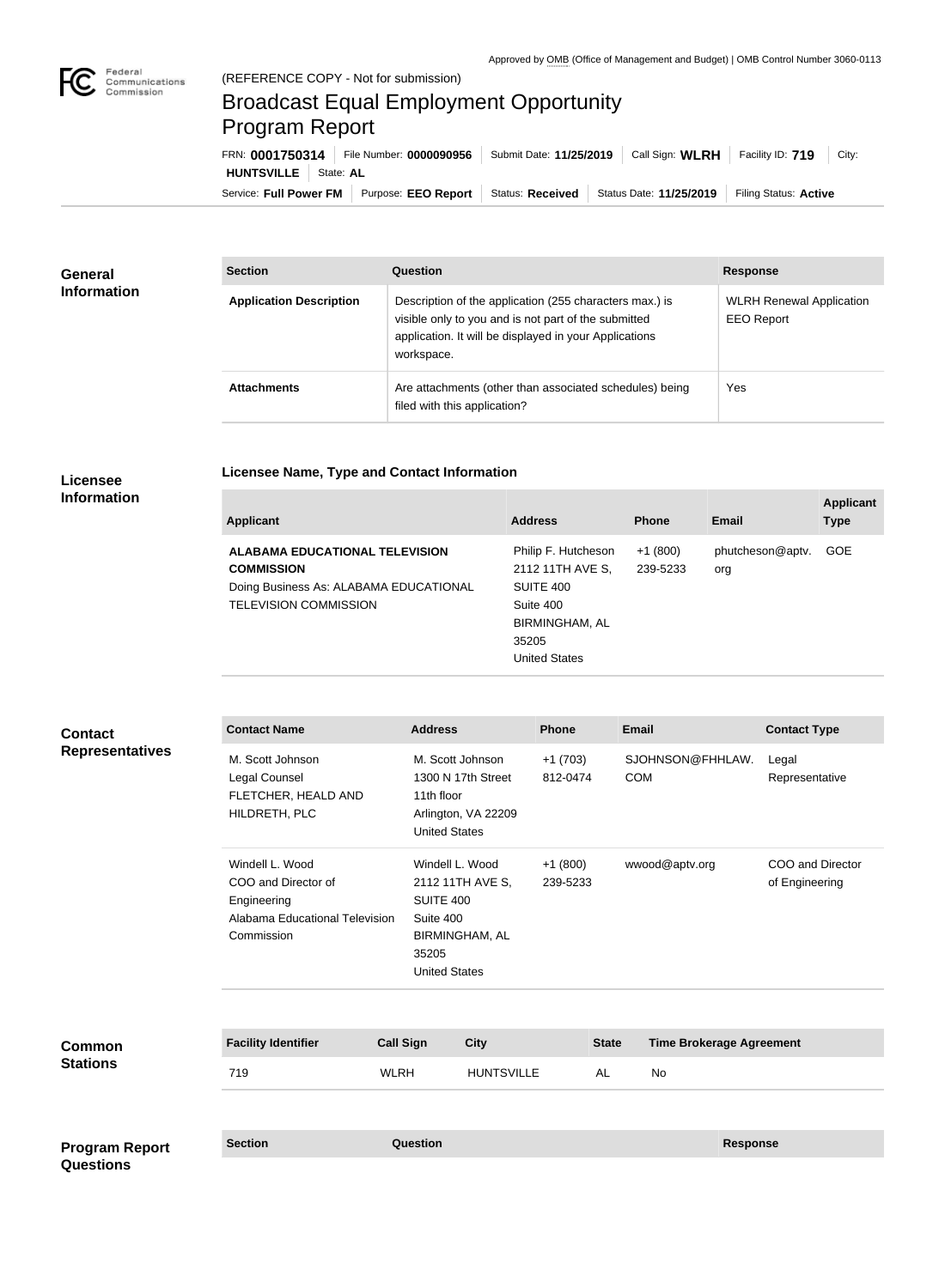Approved by OMB (Office of Management and Budget) | OMB Control Number 3060-0113

Federal Communications Commission

(REFERENCE COPY - Not for submission)

# Broadcast Equal Employment Opportunity Program Report

FRN: **0001750314** | File Number: **0000090956** | Submit Date: **11/25/2019** | Call Sign: **WLRH** | Facility ID: **719** | City: **HUNTSVILLE** | State: **AL**

Service: **Full Power FM** | Purpose: **EEO Report** | Status: **Received** | Status Date: **11/25/2019** | Filing Status: **Active**

## General Information

| Section | Question | Response |
|---|---|---|
| **Application Description** | Description of the application (255 characters max.) is visible only to you and is not part of the submitted application. It will be displayed in your Applications workspace. | WLRH Renewal Application EEO Report |
| **Attachments** | Are attachments (other than associated schedules) being filed with this application? | Yes |

## Licensee Information

### Licensee Name, Type and Contact Information

| Applicant | Address | Phone | Email | Applicant Type |
|---|---|---|---|---|
| **ALABAMA EDUCATIONAL TELEVISION COMMISSION** Doing Business As: ALABAMA EDUCATIONAL TELEVISION COMMISSION | Philip F. Hutcheson 2112 11TH AVE S, SUITE 400 Suite 400 BIRMINGHAM, AL 35205 United States | +1 (800) 239-5233 | phutcheson@aptv.org | GOE |

## Contact Representatives

| Contact Name | Address | Phone | Email | Contact Type |
|---|---|---|---|---|
| M. Scott Johnson Legal Counsel FLETCHER, HEALD AND HILDRETH, PLC | M. Scott Johnson 1300 N 17th Street 11th floor Arlington, VA 22209 United States | +1 (703) 812-0474 | SJOHNSON@FHHLAW.COM | Legal Representative |
| Windell L. Wood COO and Director of Engineering Alabama Educational Television Commission | Windell L. Wood 2112 11TH AVE S, SUITE 400 Suite 400 BIRMINGHAM, AL 35205 United States | +1 (800) 239-5233 | wwood@aptv.org | COO and Director of Engineering |

## Common Stations

| Facility Identifier | Call Sign | City | State | Time Brokerage Agreement |
|---|---|---|---|---|
| 719 | WLRH | HUNTSVILLE | AL | No |

## Program Report Questions

| Section | Question | Response |
|---|---|---|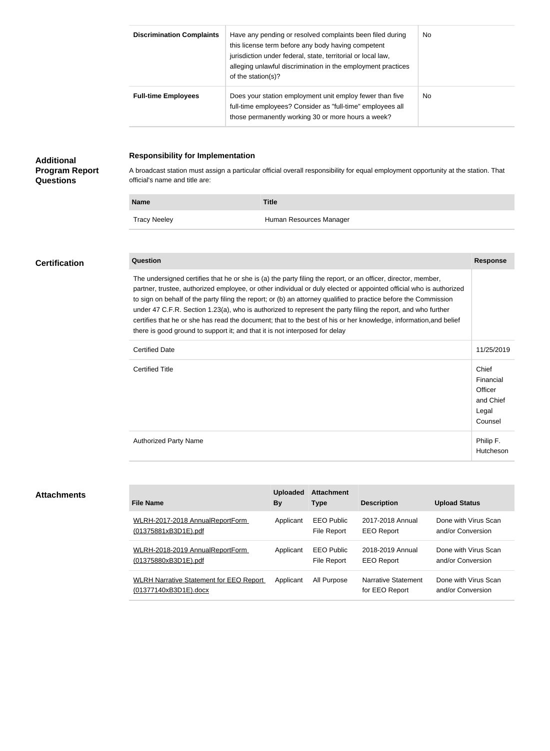| | | |
|---|---|---|
| **Discrimination Complaints** | Have any pending or resolved complaints been filed during this license term before any body having competent jurisdiction under federal, state, territorial or local law, alleging unlawful discrimination in the employment practices of the station(s)? | No |
| **Full-time Employees** | Does your station employment unit employ fewer than five full-time employees? Consider as "full-time" employees all those permanently working 30 or more hours a week? | No |

## Additional Program Report Questions

**Responsibility for Implementation**

A broadcast station must assign a particular official overall responsibility for equal employment opportunity at the station. That official's name and title are:

| Name | Title |
|---|---|
| Tracy Neeley | Human Resources Manager |

## Certification

| Question | Response |
|---|---|
| The undersigned certifies that he or she is (a) the party filing the report, or an officer, director, member, partner, trustee, authorized employee, or other individual or duly elected or appointed official who is authorized to sign on behalf of the party filing the report; or (b) an attorney qualified to practice before the Commission under 47 C.F.R. Section 1.23(a), who is authorized to represent the party filing the report, and who further certifies that he or she has read the document; that to the best of his or her knowledge, information,and belief there is good ground to support it; and that it is not interposed for delay | |
| Certified Date | 11/25/2019 |
| Certified Title | Chief Financial Officer and Chief Legal Counsel |
| Authorized Party Name | Philip F. Hutcheson |

## Attachments

| File Name | Uploaded By | Attachment Type | Description | Upload Status |
|---|---|---|---|---|
| WLRH-2017-2018 AnnualReportForm (01375881xB3D1E).pdf | Applicant | EEO Public File Report | 2017-2018 Annual EEO Report | Done with Virus Scan and/or Conversion |
| WLRH-2018-2019 AnnualReportForm (01375880xB3D1E).pdf | Applicant | EEO Public File Report | 2018-2019 Annual EEO Report | Done with Virus Scan and/or Conversion |
| WLRH Narrative Statement for EEO Report (01377140xB3D1E).docx | Applicant | All Purpose | Narrative Statement for EEO Report | Done with Virus Scan and/or Conversion |